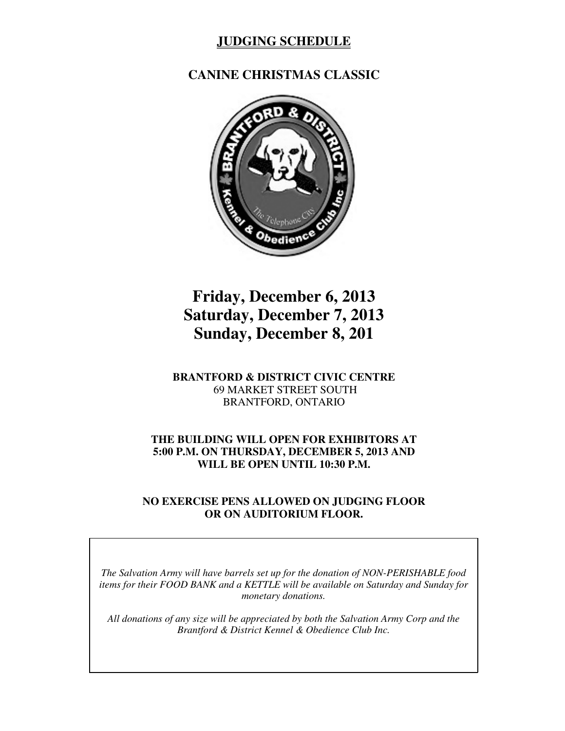# JUDGING SCHEDULE

## CANINE CHRISTMAS CLASSIC

## Friday, December 6, 2013
## Saturday, December 7, 2013
## Sunday, December 8, 201

**BRANTFORD & DISTRICT CIVIC CENTRE**
69 MARKET STREET SOUTH
BRANTFORD, ONTARIO

**THE BUILDING WILL OPEN FOR EXHIBITORS AT 5:00 P.M. ON THURSDAY, DECEMBER 5, 2013 AND WILL BE OPEN UNTIL 10:30 P.M.**

**NO EXERCISE PENS ALLOWED ON JUDGING FLOOR OR ON AUDITORIUM FLOOR.**

*The Salvation Army will have barrels set up for the donation of NON-PERISHABLE food items for their FOOD BANK and a KETTLE will be available on Saturday and Sunday for monetary donations.*

*All donations of any size will be appreciated by both the Salvation Army Corp and the Brantford & District Kennel & Obedience Club Inc.*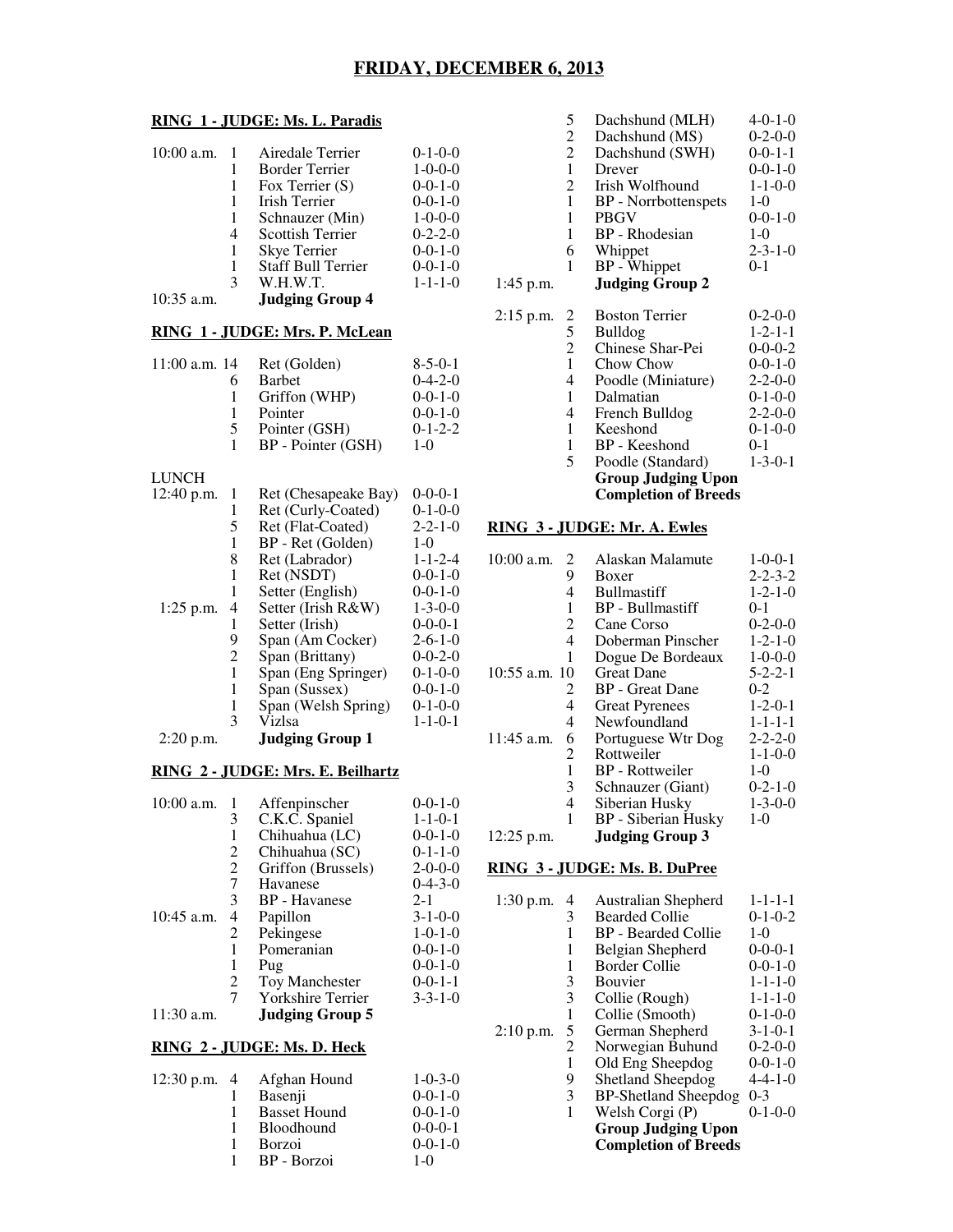# FRIDAY, DECEMBER 6, 2013

## RING 1 - JUDGE: Ms. L. Paradis

| Time | No. | Breed | Entries |
|---|---|---|---|
| 10:00 a.m. | 1 | Airedale Terrier | 0-1-0-0 |
| | 1 | Border Terrier | 1-0-0-0 |
| | 1 | Fox Terrier (S) | 0-0-1-0 |
| | 1 | Irish Terrier | 0-0-1-0 |
| | 1 | Schnauzer (Min) | 1-0-0-0 |
| | 4 | Scottish Terrier | 0-2-2-0 |
| | 1 | Skye Terrier | 0-0-1-0 |
| | 1 | Staff Bull Terrier | 0-0-1-0 |
| | 3 | W.H.W.T. | 1-1-1-0 |
| 10:35 a.m. | | **Judging Group 4** | |

## RING 1 - JUDGE: Mrs. P. McLean

| Time | No. | Breed | Entries |
|---|---|---|---|
| 11:00 a.m. | 14 | Ret (Golden) | 8-5-0-1 |
| | 6 | Barbet | 0-4-2-0 |
| | 1 | Griffon (WHP) | 0-0-1-0 |
| | 1 | Pointer | 0-0-1-0 |
| | 5 | Pointer (GSH) | 0-1-2-2 |
| | 1 | BP - Pointer (GSH) | 1-0 |
| LUNCH | | | |
| 12:40 p.m. | 1 | Ret (Chesapeake Bay) | 0-0-0-1 |
| | 1 | Ret (Curly-Coated) | 0-1-0-0 |
| | 5 | Ret (Flat-Coated) | 2-2-1-0 |
| | 1 | BP - Ret (Golden) | 1-0 |
| | 8 | Ret (Labrador) | 1-1-2-4 |
| | 1 | Ret (NSDT) | 0-0-1-0 |
| | 1 | Setter (English) | 0-0-1-0 |
| 1:25 p.m. | 4 | Setter (Irish R&W) | 1-3-0-0 |
| | 1 | Setter (Irish) | 0-0-0-1 |
| | 9 | Span (Am Cocker) | 2-6-1-0 |
| | 2 | Span (Brittany) | 0-0-2-0 |
| | 1 | Span (Eng Springer) | 0-1-0-0 |
| | 1 | Span (Sussex) | 0-0-1-0 |
| | 1 | Span (Welsh Spring) | 0-1-0-0 |
| | 3 | Vizlsa | 1-1-0-1 |
| 2:20 p.m. | | **Judging Group 1** | |

## RING 2 - JUDGE: Mrs. E. Beilhartz

| Time | No. | Breed | Entries |
|---|---|---|---|
| 10:00 a.m. | 1 | Affenpinscher | 0-0-1-0 |
| | 3 | C.K.C. Spaniel | 1-1-0-1 |
| | 1 | Chihuahua (LC) | 0-0-1-0 |
| | 2 | Chihuahua (SC) | 0-1-1-0 |
| | 2 | Griffon (Brussels) | 2-0-0-0 |
| | 7 | Havanese | 0-4-3-0 |
| | 3 | BP - Havanese | 2-1 |
| 10:45 a.m. | 4 | Papillon | 3-1-0-0 |
| | 2 | Pekingese | 1-0-1-0 |
| | 1 | Pomeranian | 0-0-1-0 |
| | 1 | Pug | 0-0-1-0 |
| | 2 | Toy Manchester | 0-0-1-1 |
| | 7 | Yorkshire Terrier | 3-3-1-0 |
| 11:30 a.m. | | **Judging Group 5** | |

## RING 2 - JUDGE: Ms. D. Heck

| Time | No. | Breed | Entries |
|---|---|---|---|
| 12:30 p.m. | 4 | Afghan Hound | 1-0-3-0 |
| | 1 | Basenji | 0-0-1-0 |
| | 1 | Basset Hound | 0-0-1-0 |
| | 1 | Bloodhound | 0-0-0-1 |
| | 1 | Borzoi | 0-0-1-0 |
| | 1 | BP - Borzoi | 1-0 |
| | 5 | Dachshund (MLH) | 4-0-1-0 |
| | 2 | Dachshund (MS) | 0-2-0-0 |
| | 2 | Dachshund (SWH) | 0-0-1-1 |
| | 1 | Drever | 0-0-1-0 |
| | 2 | Irish Wolfhound | 1-1-0-0 |
| | 1 | BP - Norrbottenspets | 1-0 |
| | 1 | PBGV | 0-0-1-0 |
| | 1 | BP - Rhodesian | 1-0 |
| | 6 | Whippet | 2-3-1-0 |
| | 1 | BP - Whippet | 0-1 |
| 1:45 p.m. | | **Judging Group 2** | |
| 2:15 p.m. | 2 | Boston Terrier | 0-2-0-0 |
| | 5 | Bulldog | 1-2-1-1 |
| | 2 | Chinese Shar-Pei | 0-0-0-2 |
| | 1 | Chow Chow | 0-0-1-0 |
| | 4 | Poodle (Miniature) | 2-2-0-0 |
| | 1 | Dalmatian | 0-1-0-0 |
| | 4 | French Bulldog | 2-2-0-0 |
| | 1 | Keeshond | 0-1-0-0 |
| | 1 | BP - Keeshond | 0-1 |
| | 5 | Poodle (Standard) | 1-3-0-1 |
| | | **Group Judging Upon Completion of Breeds** | |

## RING 3 - JUDGE: Mr. A. Ewles

| Time | No. | Breed | Entries |
|---|---|---|---|
| 10:00 a.m. | 2 | Alaskan Malamute | 1-0-0-1 |
| | 9 | Boxer | 2-2-3-2 |
| | 4 | Bullmastiff | 1-2-1-0 |
| | 1 | BP - Bullmastiff | 0-1 |
| | 2 | Cane Corso | 0-2-0-0 |
| | 4 | Doberman Pinscher | 1-2-1-0 |
| | 1 | Dogue De Bordeaux | 1-0-0-0 |
| 10:55 a.m. | 10 | Great Dane | 5-2-2-1 |
| | 2 | BP - Great Dane | 0-2 |
| | 4 | Great Pyrenees | 1-2-0-1 |
| | 4 | Newfoundland | 1-1-1-1 |
| 11:45 a.m. | 6 | Portuguese Wtr Dog | 2-2-2-0 |
| | 2 | Rottweiler | 1-1-0-0 |
| | 1 | BP - Rottweiler | 1-0 |
| | 3 | Schnauzer (Giant) | 0-2-1-0 |
| | 4 | Siberian Husky | 1-3-0-0 |
| | 1 | BP - Siberian Husky | 1-0 |
| 12:25 p.m. | | **Judging Group 3** | |

## RING 3 - JUDGE: Ms. B. DuPree

| Time | No. | Breed | Entries |
|---|---|---|---|
| 1:30 p.m. | 4 | Australian Shepherd | 1-1-1-1 |
| | 3 | Bearded Collie | 0-1-0-2 |
| | 1 | BP - Bearded Collie | 1-0 |
| | 1 | Belgian Shepherd | 0-0-0-1 |
| | 1 | Border Collie | 0-0-1-0 |
| | 3 | Bouvier | 1-1-1-0 |
| | 3 | Collie (Rough) | 1-1-1-0 |
| | 1 | Collie (Smooth) | 0-1-0-0 |
| 2:10 p.m. | 5 | German Shepherd | 3-1-0-1 |
| | 2 | Norwegian Buhund | 0-2-0-0 |
| | 1 | Old Eng Sheepdog | 0-0-1-0 |
| | 9 | Shetland Sheepdog | 4-4-1-0 |
| | 3 | BP-Shetland Sheepdog | 0-3 |
| | 1 | Welsh Corgi (P) | 0-1-0-0 |
| | | **Group Judging Upon Completion of Breeds** | |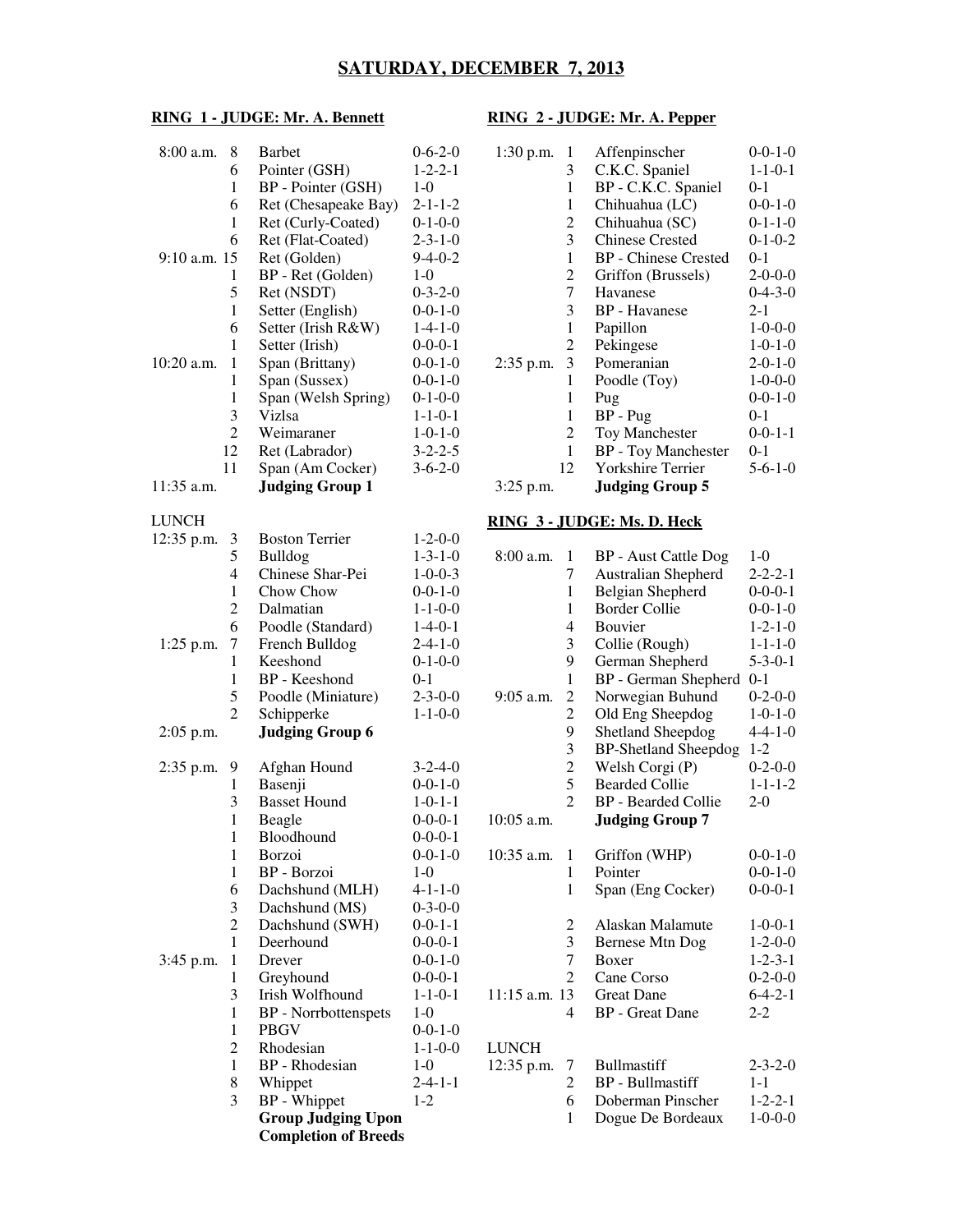# SATURDAY, DECEMBER 7, 2013

## RING 1 - JUDGE: Mr. A. Bennett

| Time | No. | Breed | Entries |
|---|---|---|---|
| 8:00 a.m. | 8 | Barbet | 0-6-2-0 |
| | 6 | Pointer (GSH) | 1-2-2-1 |
| | 1 | BP - Pointer (GSH) | 1-0 |
| | 6 | Ret (Chesapeake Bay) | 2-1-1-2 |
| | 1 | Ret (Curly-Coated) | 0-1-0-0 |
| | 6 | Ret (Flat-Coated) | 2-3-1-0 |
| 9:10 a.m. | 15 | Ret (Golden) | 9-4-0-2 |
| | 1 | BP - Ret (Golden) | 1-0 |
| | 5 | Ret (NSDT) | 0-3-2-0 |
| | 1 | Setter (English) | 0-0-1-0 |
| | 6 | Setter (Irish R&W) | 1-4-1-0 |
| | 1 | Setter (Irish) | 0-0-0-1 |
| 10:20 a.m. | 1 | Span (Brittany) | 0-0-1-0 |
| | 1 | Span (Sussex) | 0-0-1-0 |
| | 1 | Span (Welsh Spring) | 0-1-0-0 |
| | 3 | Vizlsa | 1-1-0-1 |
| | 2 | Weimaraner | 1-0-1-0 |
| | 12 | Ret (Labrador) | 3-2-2-5 |
| | 11 | Span (Am Cocker) | 3-6-2-0 |
| 11:35 a.m. | | **Judging Group 1** | |
| LUNCH | | | |
| 12:35 p.m. | 3 | Boston Terrier | 1-2-0-0 |
| | 5 | Bulldog | 1-3-1-0 |
| | 4 | Chinese Shar-Pei | 1-0-0-3 |
| | 1 | Chow Chow | 0-0-1-0 |
| | 2 | Dalmatian | 1-1-0-0 |
| | 6 | Poodle (Standard) | 1-4-0-1 |
| 1:25 p.m. | 7 | French Bulldog | 2-4-1-0 |
| | 1 | Keeshond | 0-1-0-0 |
| | 1 | BP - Keeshond | 0-1 |
| | 5 | Poodle (Miniature) | 2-3-0-0 |
| | 2 | Schipperke | 1-1-0-0 |
| 2:05 p.m. | | **Judging Group 6** | |
| 2:35 p.m. | 9 | Afghan Hound | 3-2-4-0 |
| | 1 | Basenji | 0-0-1-0 |
| | 3 | Basset Hound | 1-0-1-1 |
| | 1 | Beagle | 0-0-0-1 |
| | 1 | Bloodhound | 0-0-0-1 |
| | 1 | Borzoi | 0-0-1-0 |
| | 1 | BP - Borzoi | 1-0 |
| | 6 | Dachshund (MLH) | 4-1-1-0 |
| | 3 | Dachshund (MS) | 0-3-0-0 |
| | 2 | Dachshund (SWH) | 0-0-1-1 |
| | 1 | Deerhound | 0-0-0-1 |
| 3:45 p.m. | 1 | Drever | 0-0-1-0 |
| | 1 | Greyhound | 0-0-0-1 |
| | 3 | Irish Wolfhound | 1-1-0-1 |
| | 1 | BP - Norrbottenspets | 1-0 |
| | 1 | PBGV | 0-0-1-0 |
| | 2 | Rhodesian | 1-1-0-0 |
| | 1 | BP - Rhodesian | 1-0 |
| | 8 | Whippet | 2-4-1-1 |
| | 3 | BP - Whippet | 1-2 |
| | | **Group Judging Upon Completion of Breeds** | |

## RING 2 - JUDGE: Mr. A. Pepper

| Time | No. | Breed | Entries |
|---|---|---|---|
| 1:30 p.m. | 1 | Affenpinscher | 0-0-1-0 |
| | 3 | C.K.C. Spaniel | 1-1-0-1 |
| | 1 | BP - C.K.C. Spaniel | 0-1 |
| | 1 | Chihuahua (LC) | 0-0-1-0 |
| | 2 | Chihuahua (SC) | 0-1-1-0 |
| | 3 | Chinese Crested | 0-1-0-2 |
| | 1 | BP - Chinese Crested | 0-1 |
| | 2 | Griffon (Brussels) | 2-0-0-0 |
| | 7 | Havanese | 0-4-3-0 |
| | 3 | BP - Havanese | 2-1 |
| | 1 | Papillon | 1-0-0-0 |
| | 2 | Pekingese | 1-0-1-0 |
| 2:35 p.m. | 3 | Pomeranian | 2-0-1-0 |
| | 1 | Poodle (Toy) | 1-0-0-0 |
| | 1 | Pug | 0-0-1-0 |
| | 1 | BP - Pug | 0-1 |
| | 2 | Toy Manchester | 0-0-1-1 |
| | 1 | BP - Toy Manchester | 0-1 |
| | 12 | Yorkshire Terrier | 5-6-1-0 |
| 3:25 p.m. | | **Judging Group 5** | |

## RING 3 - JUDGE: Ms. D. Heck

| Time | No. | Breed | Entries |
|---|---|---|---|
| 8:00 a.m. | 1 | BP - Aust Cattle Dog | 1-0 |
| | 7 | Australian Shepherd | 2-2-2-1 |
| | 1 | Belgian Shepherd | 0-0-0-1 |
| | 1 | Border Collie | 0-0-1-0 |
| | 4 | Bouvier | 1-2-1-0 |
| | 3 | Collie (Rough) | 1-1-1-0 |
| | 9 | German Shepherd | 5-3-0-1 |
| | 1 | BP - German Shepherd | 0-1 |
| 9:05 a.m. | 2 | Norwegian Buhund | 0-2-0-0 |
| | 2 | Old Eng Sheepdog | 1-0-1-0 |
| | 9 | Shetland Sheepdog | 4-4-1-0 |
| | 3 | BP-Shetland Sheepdog | 1-2 |
| | 2 | Welsh Corgi (P) | 0-2-0-0 |
| | 5 | Bearded Collie | 1-1-1-2 |
| | 2 | BP - Bearded Collie | 2-0 |
| 10:05 a.m. | | **Judging Group 7** | |
| 10:35 a.m. | 1 | Griffon (WHP) | 0-0-1-0 |
| | 1 | Pointer | 0-0-1-0 |
| | 1 | Span (Eng Cocker) | 0-0-0-1 |
| | 2 | Alaskan Malamute | 1-0-0-1 |
| | 3 | Bernese Mtn Dog | 1-2-0-0 |
| | 7 | Boxer | 1-2-3-1 |
| | 2 | Cane Corso | 0-2-0-0 |
| 11:15 a.m. | 13 | Great Dane | 6-4-2-1 |
| | 4 | BP - Great Dane | 2-2 |
| LUNCH | | | |
| 12:35 p.m. | 7 | Bullmastiff | 2-3-2-0 |
| | 2 | BP - Bullmastiff | 1-1 |
| | 6 | Doberman Pinscher | 1-2-2-1 |
| | 1 | Dogue De Bordeaux | 1-0-0-0 |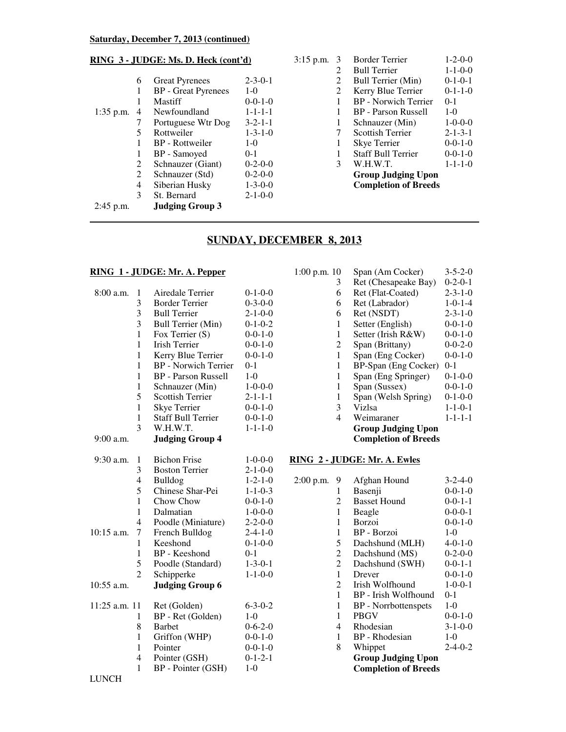**Saturday, December 7, 2013 (continued)**

**RING 3 - JUDGE: Ms. D. Heck (cont'd)**

| Time | # | Breed | Count |
|---|---|---|---|
| | 6 | Great Pyrenees | 2-3-0-1 |
| | 1 | BP - Great Pyrenees | 1-0 |
| | 1 | Mastiff | 0-0-1-0 |
| 1:35 p.m. | 4 | Newfoundland | 1-1-1-1 |
| | 7 | Portuguese Wtr Dog | 3-2-1-1 |
| | 5 | Rottweiler | 1-3-1-0 |
| | 1 | BP - Rottweiler | 1-0 |
| | 1 | BP - Samoyed | 0-1 |
| | 2 | Schnauzer (Giant) | 0-2-0-0 |
| | 2 | Schnauzer (Std) | 0-2-0-0 |
| | 4 | Siberian Husky | 1-3-0-0 |
| | 3 | St. Bernard | 2-1-0-0 |
| 2:45 p.m. | | **Judging Group 3** | |
| 3:15 p.m. | 3 | Border Terrier | 1-2-0-0 |
| | 2 | Bull Terrier | 1-1-0-0 |
| | 2 | Bull Terrier (Min) | 0-1-0-1 |
| | 2 | Kerry Blue Terrier | 0-1-1-0 |
| | 1 | BP - Norwich Terrier | 0-1 |
| | 1 | BP - Parson Russell | 1-0 |
| | 1 | Schnauzer (Min) | 1-0-0-0 |
| | 7 | Scottish Terrier | 2-1-3-1 |
| | 1 | Skye Terrier | 0-0-1-0 |
| | 1 | Staff Bull Terrier | 0-0-1-0 |
| | 3 | W.H.W.T. | 1-1-1-0 |
| | | **Group Judging Upon Completion of Breeds** | |

## SUNDAY, DECEMBER 8, 2013

**RING 1 - JUDGE: Mr. A. Pepper**

| Time | # | Breed | Count |
|---|---|---|---|
| 8:00 a.m. | 1 | Airedale Terrier | 0-1-0-0 |
| | 3 | Border Terrier | 0-3-0-0 |
| | 3 | Bull Terrier | 2-1-0-0 |
| | 3 | Bull Terrier (Min) | 0-1-0-2 |
| | 1 | Fox Terrier (S) | 0-0-1-0 |
| | 1 | Irish Terrier | 0-0-1-0 |
| | 1 | Kerry Blue Terrier | 0-0-1-0 |
| | 1 | BP - Norwich Terrier | 0-1 |
| | 1 | BP - Parson Russell | 1-0 |
| | 1 | Schnauzer (Min) | 1-0-0-0 |
| | 5 | Scottish Terrier | 2-1-1-1 |
| | 1 | Skye Terrier | 0-0-1-0 |
| | 1 | Staff Bull Terrier | 0-0-1-0 |
| | 3 | W.H.W.T. | 1-1-1-0 |
| 9:00 a.m. | | **Judging Group 4** | |
| 9:30 a.m. | 1 | Bichon Frise | 1-0-0-0 |
| | 3 | Boston Terrier | 2-1-0-0 |
| | 4 | Bulldog | 1-2-1-0 |
| | 5 | Chinese Shar-Pei | 1-1-0-3 |
| | 1 | Chow Chow | 0-0-1-0 |
| | 1 | Dalmatian | 1-0-0-0 |
| | 4 | Poodle (Miniature) | 2-2-0-0 |
| 10:15 a.m. | 7 | French Bulldog | 2-4-1-0 |
| | 1 | Keeshond | 0-1-0-0 |
| | 1 | BP - Keeshond | 0-1 |
| | 5 | Poodle (Standard) | 1-3-0-1 |
| | 2 | Schipperke | 1-1-0-0 |
| 10:55 a.m. | | **Judging Group 6** | |
| 11:25 a.m. | 11 | Ret (Golden) | 6-3-0-2 |
| | 1 | BP - Ret (Golden) | 1-0 |
| | 8 | Barbet | 0-6-2-0 |
| | 1 | Griffon (WHP) | 0-0-1-0 |
| | 1 | Pointer | 0-0-1-0 |
| | 4 | Pointer (GSH) | 0-1-2-1 |
| | 1 | BP - Pointer (GSH) | 1-0 |
| LUNCH | | | |
| 1:00 p.m. | 10 | Span (Am Cocker) | 3-5-2-0 |
| | 3 | Ret (Chesapeake Bay) | 0-2-0-1 |
| | 6 | Ret (Flat-Coated) | 2-3-1-0 |
| | 6 | Ret (Labrador) | 1-0-1-4 |
| | 6 | Ret (NSDT) | 2-3-1-0 |
| | 1 | Setter (English) | 0-0-1-0 |
| | 1 | Setter (Irish R&W) | 0-0-1-0 |
| | 2 | Span (Brittany) | 0-0-2-0 |
| | 1 | Span (Eng Cocker) | 0-0-1-0 |
| | 1 | BP-Span (Eng Cocker) | 0-1 |
| | 1 | Span (Eng Springer) | 0-1-0-0 |
| | 1 | Span (Sussex) | 0-0-1-0 |
| | 1 | Span (Welsh Spring) | 0-1-0-0 |
| | 3 | Vizlsa | 1-1-0-1 |
| | 4 | Weimaraner | 1-1-1-1 |
| | | **Group Judging Upon Completion of Breeds** | |

**RING 2 - JUDGE: Mr. A. Ewles**

| Time | # | Breed | Count |
|---|---|---|---|
| 2:00 p.m. | 9 | Afghan Hound | 3-2-4-0 |
| | 1 | Basenji | 0-0-1-0 |
| | 2 | Basset Hound | 0-0-1-1 |
| | 1 | Beagle | 0-0-0-1 |
| | 1 | Borzoi | 0-0-1-0 |
| | 1 | BP - Borzoi | 1-0 |
| | 5 | Dachshund (MLH) | 4-0-1-0 |
| | 2 | Dachshund (MS) | 0-2-0-0 |
| | 2 | Dachshund (SWH) | 0-0-1-1 |
| | 1 | Drever | 0-0-1-0 |
| | 2 | Irish Wolfhound | 1-0-0-1 |
| | 1 | BP - Irish Wolfhound | 0-1 |
| | 1 | BP - Norrbottenspets | 1-0 |
| | 1 | PBGV | 0-0-1-0 |
| | 4 | Rhodesian | 3-1-0-0 |
| | 1 | BP - Rhodesian | 1-0 |
| | 8 | Whippet | 2-4-0-2 |
| | | **Group Judging Upon Completion of Breeds** | |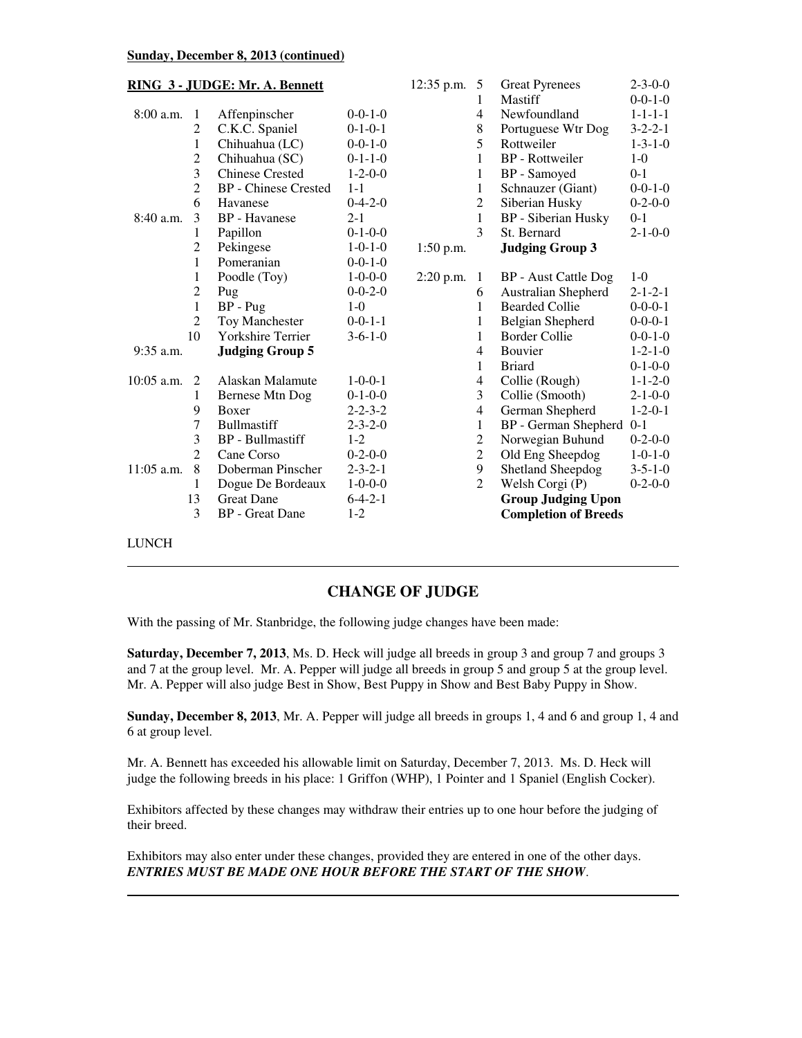**Sunday, December 8, 2013 (continued)**

**RING 3 - JUDGE: Mr. A. Bennett**

| Time | # | Breed | Entries |
|---|---|---|---|
| 8:00 a.m. | 1 | Affenpinscher | 0-0-1-0 |
| | 2 | C.K.C. Spaniel | 0-1-0-1 |
| | 1 | Chihuahua (LC) | 0-0-1-0 |
| | 2 | Chihuahua (SC) | 0-1-1-0 |
| | 3 | Chinese Crested | 1-2-0-0 |
| | 2 | BP - Chinese Crested | 1-1 |
| | 6 | Havanese | 0-4-2-0 |
| 8:40 a.m. | 3 | BP - Havanese | 2-1 |
| | 1 | Papillon | 0-1-0-0 |
| | 2 | Pekingese | 1-0-1-0 |
| | 1 | Pomeranian | 0-0-1-0 |
| | 1 | Poodle (Toy) | 1-0-0-0 |
| | 2 | Pug | 0-0-2-0 |
| | 1 | BP - Pug | 1-0 |
| | 2 | Toy Manchester | 0-0-1-1 |
| | 10 | Yorkshire Terrier | 3-6-1-0 |
| 9:35 a.m. | | **Judging Group 5** | |
| 10:05 a.m. | 2 | Alaskan Malamute | 1-0-0-1 |
| | 1 | Bernese Mtn Dog | 0-1-0-0 |
| | 9 | Boxer | 2-2-3-2 |
| | 7 | Bullmastiff | 2-3-2-0 |
| | 3 | BP - Bullmastiff | 1-2 |
| | 2 | Cane Corso | 0-2-0-0 |
| 11:05 a.m. | 8 | Doberman Pinscher | 2-3-2-1 |
| | 1 | Dogue De Bordeaux | 1-0-0-0 |
| | 13 | Great Dane | 6-4-2-1 |
| | 3 | BP - Great Dane | 1-2 |
| 12:35 p.m. | 5 | Great Pyrenees | 2-3-0-0 |
| | 1 | Mastiff | 0-0-1-0 |
| | 4 | Newfoundland | 1-1-1-1 |
| | 8 | Portuguese Wtr Dog | 3-2-2-1 |
| | 5 | Rottweiler | 1-3-1-0 |
| | 1 | BP - Rottweiler | 1-0 |
| | 1 | BP - Samoyed | 0-1 |
| | 1 | Schnauzer (Giant) | 0-0-1-0 |
| | 2 | Siberian Husky | 0-2-0-0 |
| | 1 | BP - Siberian Husky | 0-1 |
| | 3 | St. Bernard | 2-1-0-0 |
| 1:50 p.m. | | **Judging Group 3** | |
| 2:20 p.m. | 1 | BP - Aust Cattle Dog | 1-0 |
| | 6 | Australian Shepherd | 2-1-2-1 |
| | 1 | Bearded Collie | 0-0-0-1 |
| | 1 | Belgian Shepherd | 0-0-0-1 |
| | 1 | Border Collie | 0-0-1-0 |
| | 4 | Bouvier | 1-2-1-0 |
| | 1 | Briard | 0-1-0-0 |
| | 4 | Collie (Rough) | 1-1-2-0 |
| | 3 | Collie (Smooth) | 2-1-0-0 |
| | 4 | German Shepherd | 1-2-0-1 |
| | 1 | BP - German Shepherd | 0-1 |
| | 2 | Norwegian Buhund | 0-2-0-0 |
| | 2 | Old Eng Sheepdog | 1-0-1-0 |
| | 9 | Shetland Sheepdog | 3-5-1-0 |
| | 2 | Welsh Corgi (P) | 0-2-0-0 |
| | | **Group Judging Upon Completion of Breeds** | |

LUNCH

---

## CHANGE OF JUDGE

With the passing of Mr. Stanbridge, the following judge changes have been made:

**Saturday, December 7, 2013**, Ms. D. Heck will judge all breeds in group 3 and group 7 and groups 3 and 7 at the group level. Mr. A. Pepper will judge all breeds in group 5 and group 5 at the group level. Mr. A. Pepper will also judge Best in Show, Best Puppy in Show and Best Baby Puppy in Show.

**Sunday, December 8, 2013**, Mr. A. Pepper will judge all breeds in groups 1, 4 and 6 and group 1, 4 and 6 at group level.

Mr. A. Bennett has exceeded his allowable limit on Saturday, December 7, 2013. Ms. D. Heck will judge the following breeds in his place: 1 Griffon (WHP), 1 Pointer and 1 Spaniel (English Cocker).

Exhibitors affected by these changes may withdraw their entries up to one hour before the judging of their breed.

Exhibitors may also enter under these changes, provided they are entered in one of the other days. ***ENTRIES MUST BE MADE ONE HOUR BEFORE THE START OF THE SHOW***.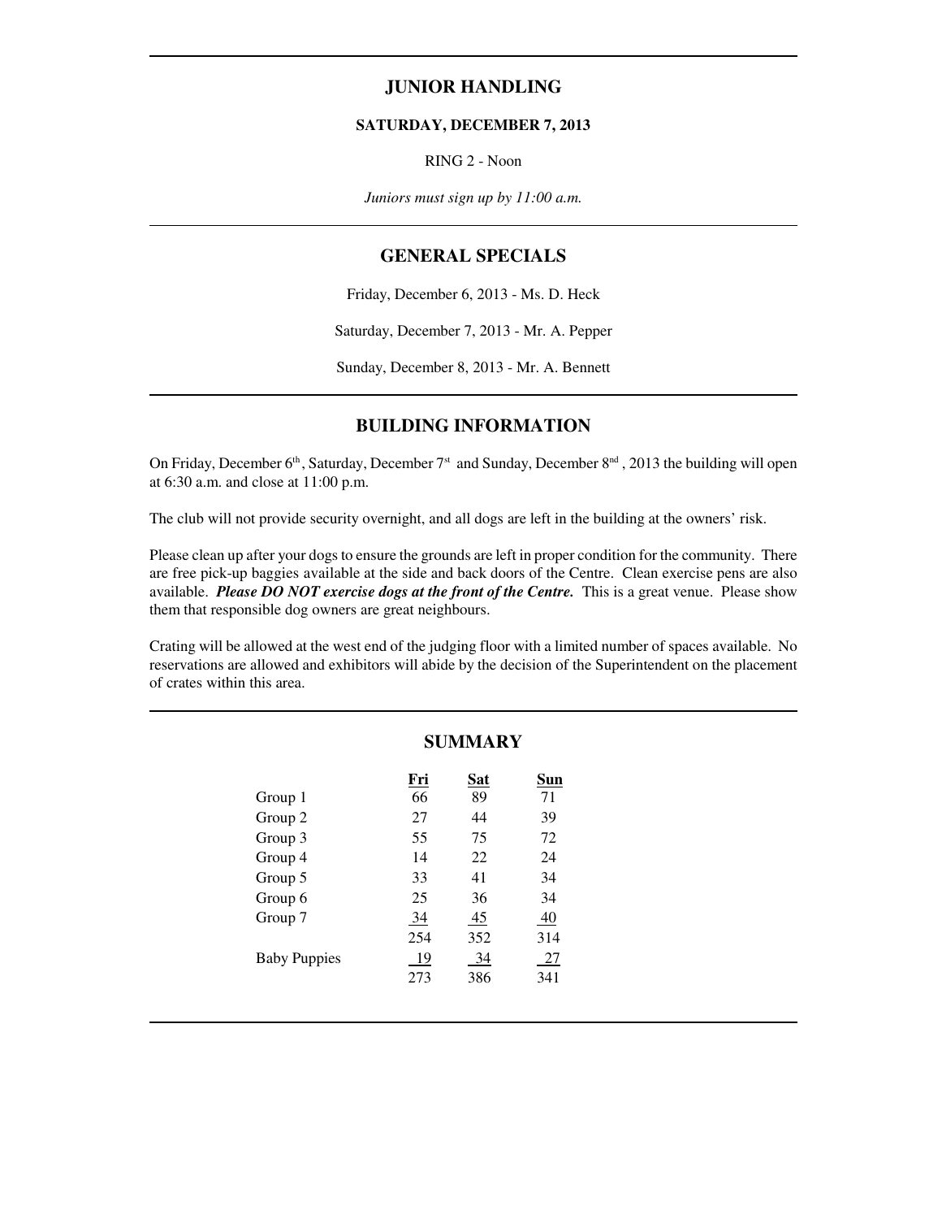## JUNIOR HANDLING

**SATURDAY, DECEMBER 7, 2013**

RING 2 - Noon

*Juniors must sign up by 11:00 a.m.*

## GENERAL SPECIALS

Friday, December 6, 2013 - Ms. D. Heck

Saturday, December 7, 2013 - Mr. A. Pepper

Sunday, December 8, 2013 - Mr. A. Bennett

## BUILDING INFORMATION

On Friday, December 6th, Saturday, December 7st and Sunday, December 8nd, 2013 the building will open at 6:30 a.m. and close at 11:00 p.m.

The club will not provide security overnight, and all dogs are left in the building at the owners' risk.

Please clean up after your dogs to ensure the grounds are left in proper condition for the community. There are free pick-up baggies available at the side and back doors of the Centre. Clean exercise pens are also available. ***Please DO NOT exercise dogs at the front of the Centre.*** This is a great venue. Please show them that responsible dog owners are great neighbours.

Crating will be allowed at the west end of the judging floor with a limited number of spaces available. No reservations are allowed and exhibitors will abide by the decision of the Superintendent on the placement of crates within this area.

## SUMMARY

| | Fri | Sat | Sun |
|---|---|---|---|
| Group 1 | 66 | 89 | 71 |
| Group 2 | 27 | 44 | 39 |
| Group 3 | 55 | 75 | 72 |
| Group 4 | 14 | 22 | 24 |
| Group 5 | 33 | 41 | 34 |
| Group 6 | 25 | 36 | 34 |
| Group 7 | 34 | 45 | 40 |
| | 254 | 352 | 314 |
| Baby Puppies | 19 | 34 | 27 |
| | 273 | 386 | 341 |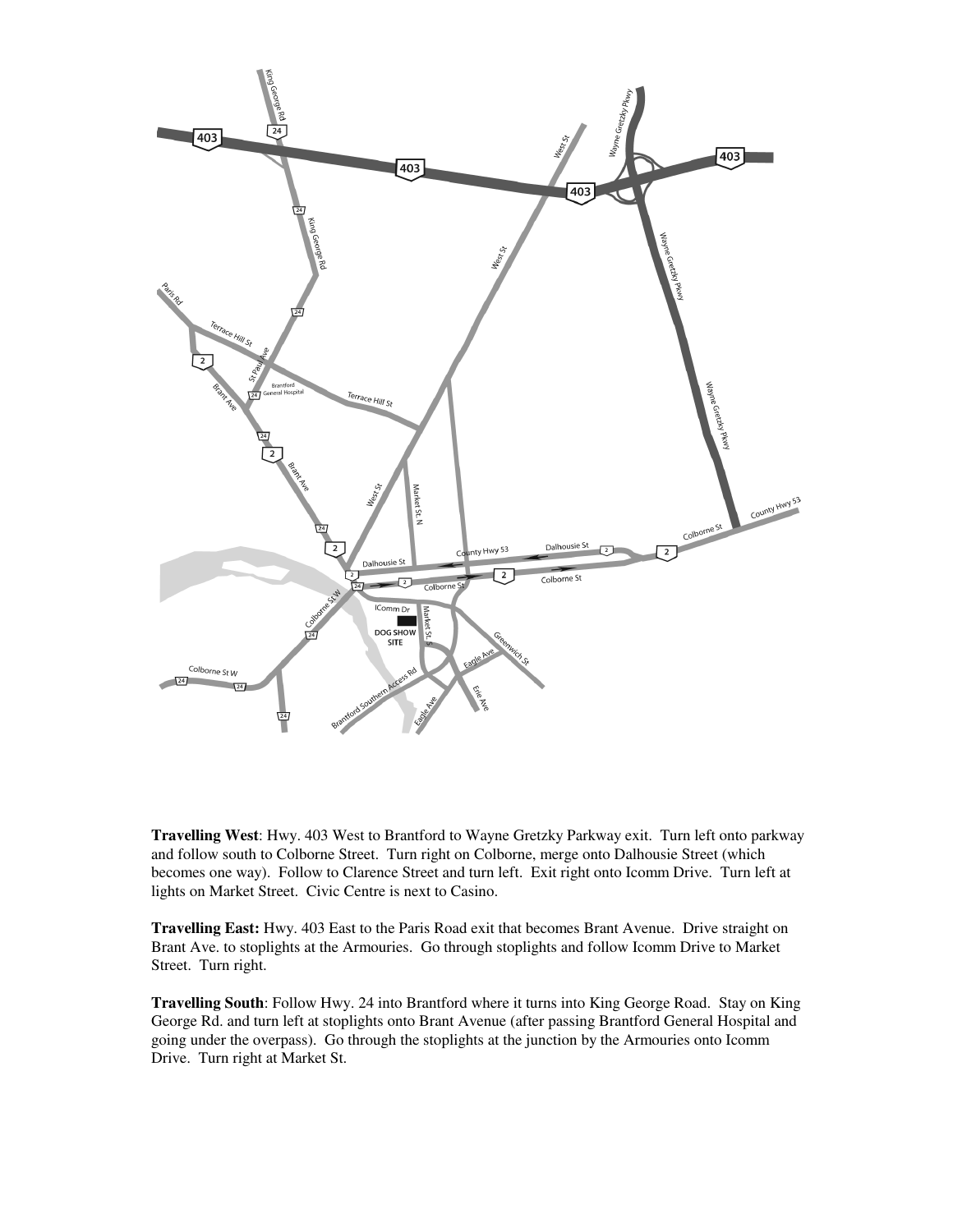**Travelling West**: Hwy. 403 West to Brantford to Wayne Gretzky Parkway exit. Turn left onto parkway and follow south to Colborne Street. Turn right on Colborne, merge onto Dalhousie Street (which becomes one way). Follow to Clarence Street and turn left. Exit right onto Icomm Drive. Turn left at lights on Market Street. Civic Centre is next to Casino.

**Travelling East:** Hwy. 403 East to the Paris Road exit that becomes Brant Avenue. Drive straight on Brant Ave. to stoplights at the Armouries. Go through stoplights and follow Icomm Drive to Market Street. Turn right.

**Travelling South**: Follow Hwy. 24 into Brantford where it turns into King George Road. Stay on King George Rd. and turn left at stoplights onto Brant Avenue (after passing Brantford General Hospital and going under the overpass). Go through the stoplights at the junction by the Armouries onto Icomm Drive. Turn right at Market St.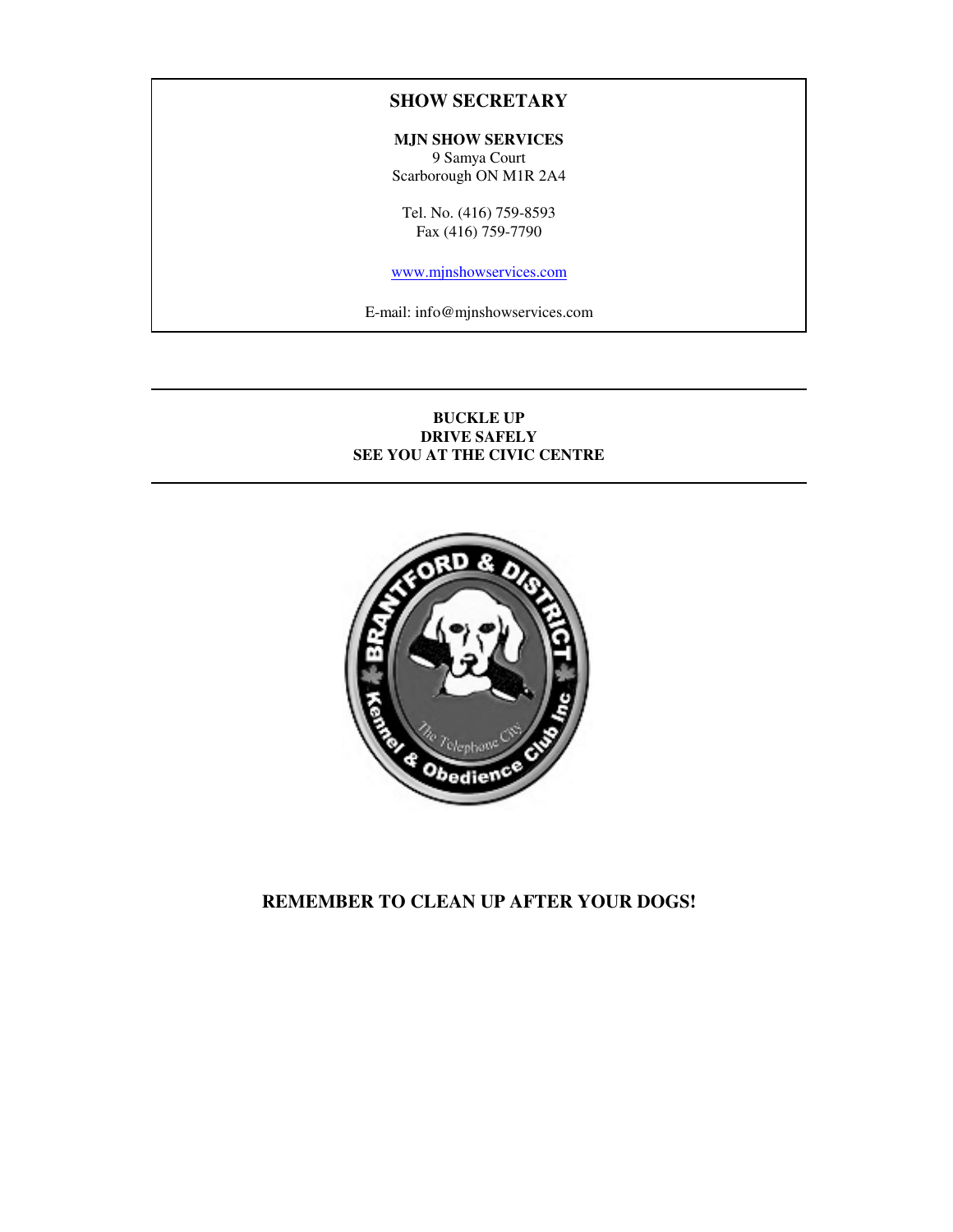## SHOW SECRETARY

**MJN SHOW SERVICES**
9 Samya Court
Scarborough ON M1R 2A4

Tel. No. (416) 759-8593
Fax (416) 759-7790

www.mjnshowservices.com

E-mail: info@mjnshowservices.com

---

**BUCKLE UP**
**DRIVE SAFELY**
**SEE YOU AT THE CIVIC CENTRE**

---

BRANTFORD & DISTRICT Kennel & Obedience Club Inc
The Telephone City

## REMEMBER TO CLEAN UP AFTER YOUR DOGS!